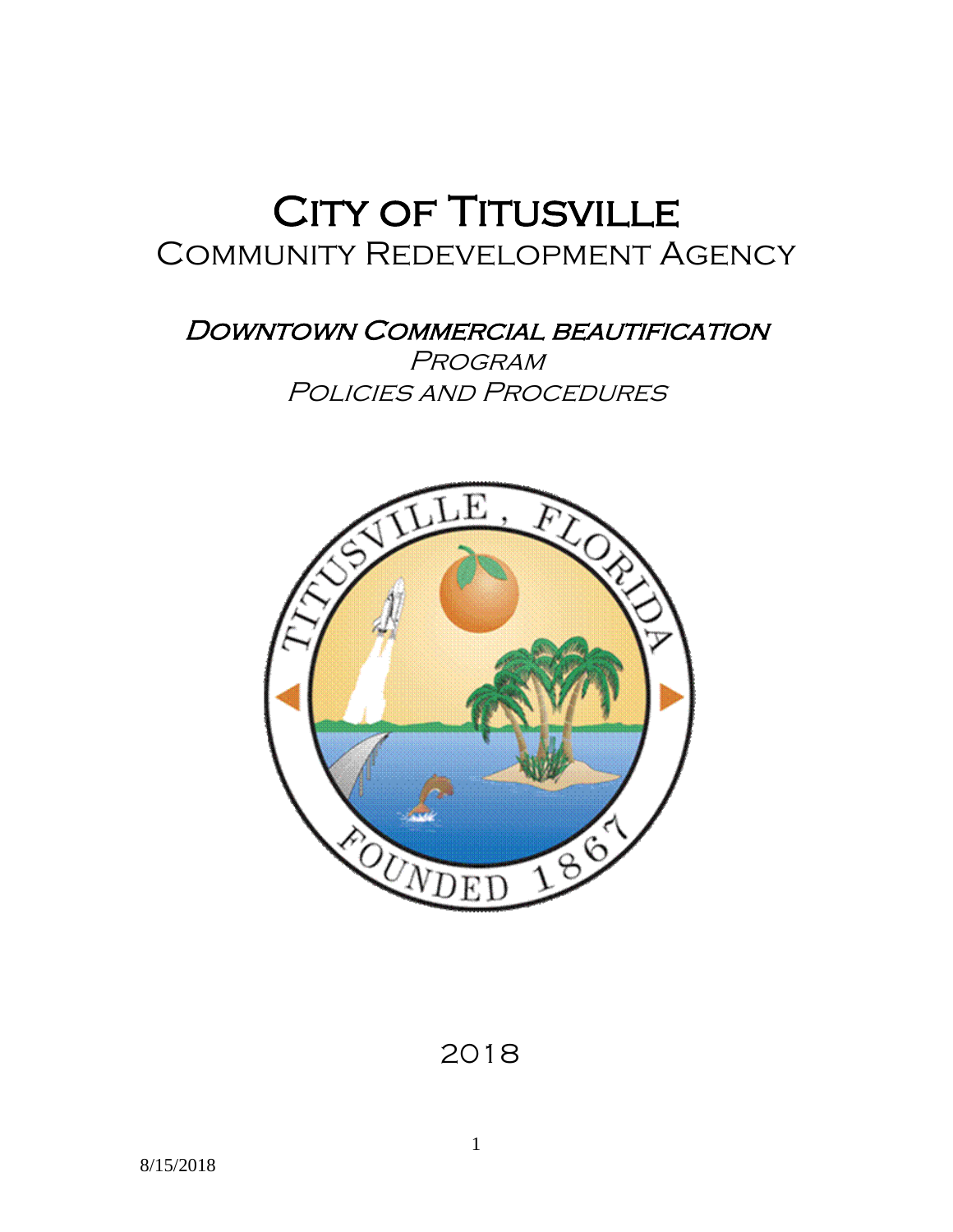# City of Titusville
## Community Redevelopment Agency

### Downtown Commercial beautification Program Policies and Procedures

2018

8/15/2018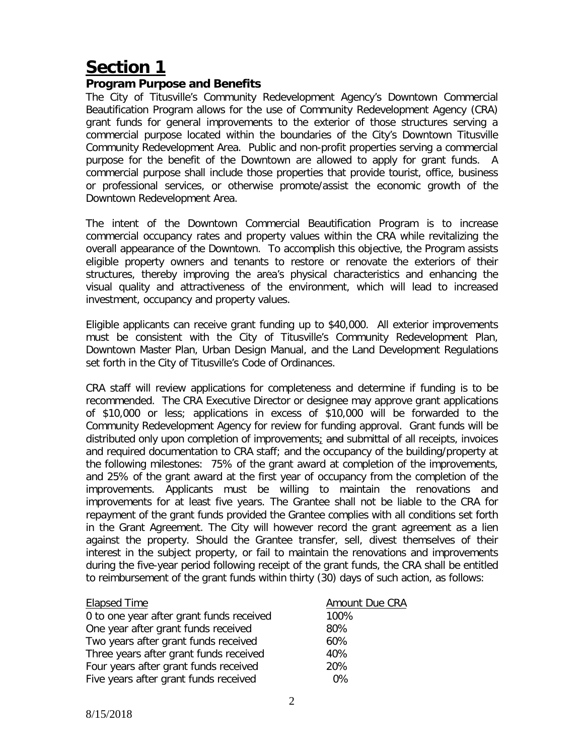# Section 1

## Program Purpose and Benefits

The City of Titusville's Community Redevelopment Agency's Downtown Commercial Beautification Program allows for the use of Community Redevelopment Agency (CRA) grant funds for general improvements to the exterior of those structures serving a commercial purpose located within the boundaries of the City's Downtown Titusville Community Redevelopment Area. Public and non-profit properties serving a commercial purpose for the benefit of the Downtown are allowed to apply for grant funds. A commercial purpose shall include those properties that provide tourist, office, business or professional services, or otherwise promote/assist the economic growth of the Downtown Redevelopment Area.

The intent of the Downtown Commercial Beautification Program is to increase commercial occupancy rates and property values within the CRA while revitalizing the overall appearance of the Downtown. To accomplish this objective, the Program assists eligible property owners and tenants to restore or renovate the exteriors of their structures, thereby improving the area's physical characteristics and enhancing the visual quality and attractiveness of the environment, which will lead to increased investment, occupancy and property values.

Eligible applicants can receive grant funding up to $40,000. All exterior improvements must be consistent with the City of Titusville's Community Redevelopment Plan, Downtown Master Plan, Urban Design Manual, and the Land Development Regulations set forth in the City of Titusville's Code of Ordinances.

CRA staff will review applications for completeness and determine if funding is to be recommended. The CRA Executive Director or designee may approve grant applications of $10,000 or less; applications in excess of $10,000 will be forwarded to the Community Redevelopment Agency for review for funding approval. Grant funds will be distributed only upon completion of improvements; ~~and~~ submittal of all receipts, invoices and required documentation to CRA staff; and the occupancy of the building/property at the following milestones: 75% of the grant award at completion of the improvements, and 25% of the grant award at the first year of occupancy from the completion of the improvements. Applicants must be willing to maintain the renovations and improvements for at least five years. The Grantee shall not be liable to the CRA for repayment of the grant funds provided the Grantee complies with all conditions set forth in the Grant Agreement. The City will however record the grant agreement as a lien against the property. Should the Grantee transfer, sell, divest themselves of their interest in the subject property, or fail to maintain the renovations and improvements during the five-year period following receipt of the grant funds, the CRA shall be entitled to reimbursement of the grant funds within thirty (30) days of such action, as follows:

| Elapsed Time | Amount Due CRA |
|---|---|
| 0 to one year after grant funds received | 100% |
| One year after grant funds received | 80% |
| Two years after grant funds received | 60% |
| Three years after grant funds received | 40% |
| Four years after grant funds received | 20% |
| Five years after grant funds received | 0% |

8/15/2018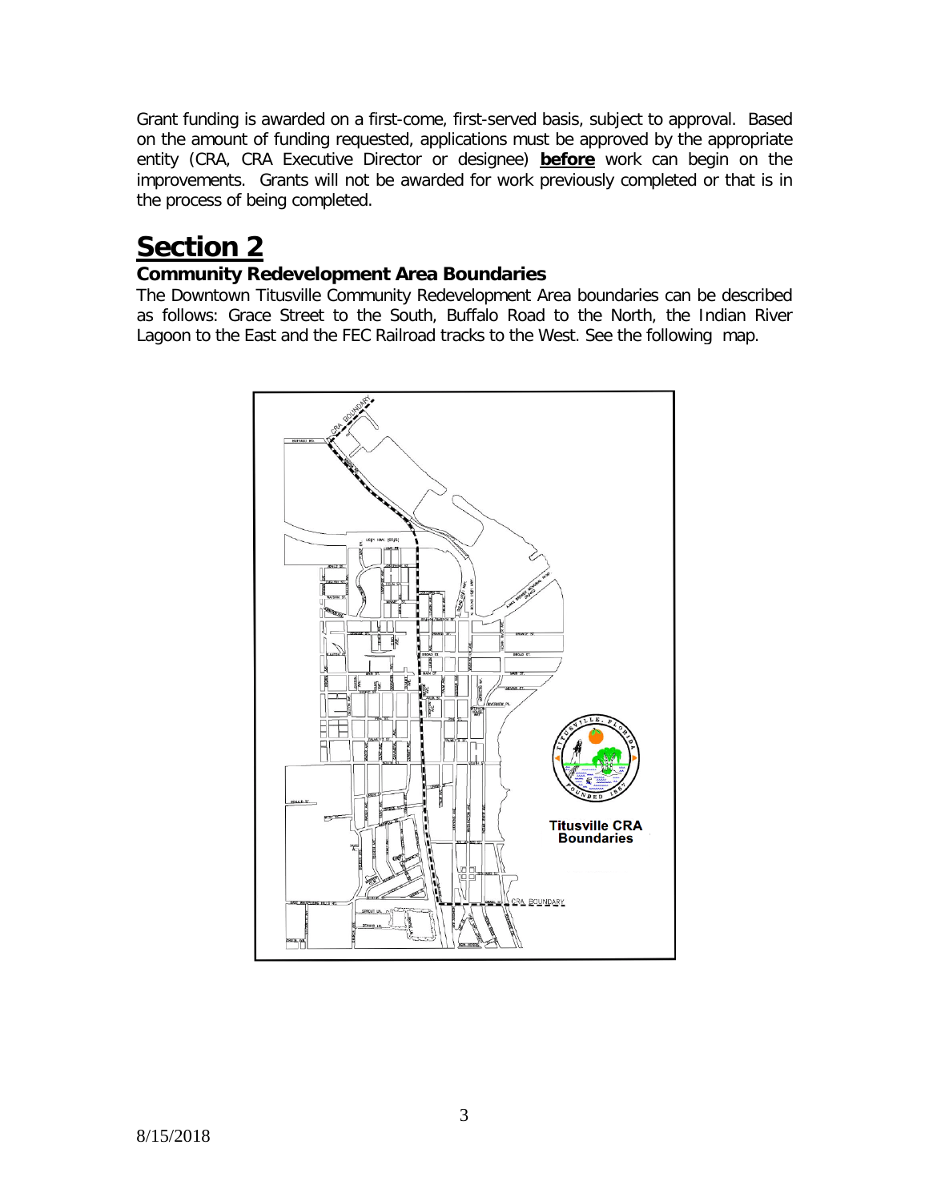Grant funding is awarded on a first-come, first-served basis, subject to approval. Based on the amount of funding requested, applications must be approved by the appropriate entity (CRA, CRA Executive Director or designee) **before** work can begin on the improvements. Grants will not be awarded for work previously completed or that is in the process of being completed.

# Section 2

## Community Redevelopment Area Boundaries

The Downtown Titusville Community Redevelopment Area boundaries can be described as follows: Grace Street to the South, Buffalo Road to the North, the Indian River Lagoon to the East and the FEC Railroad tracks to the West. See the following map.

8/15/2018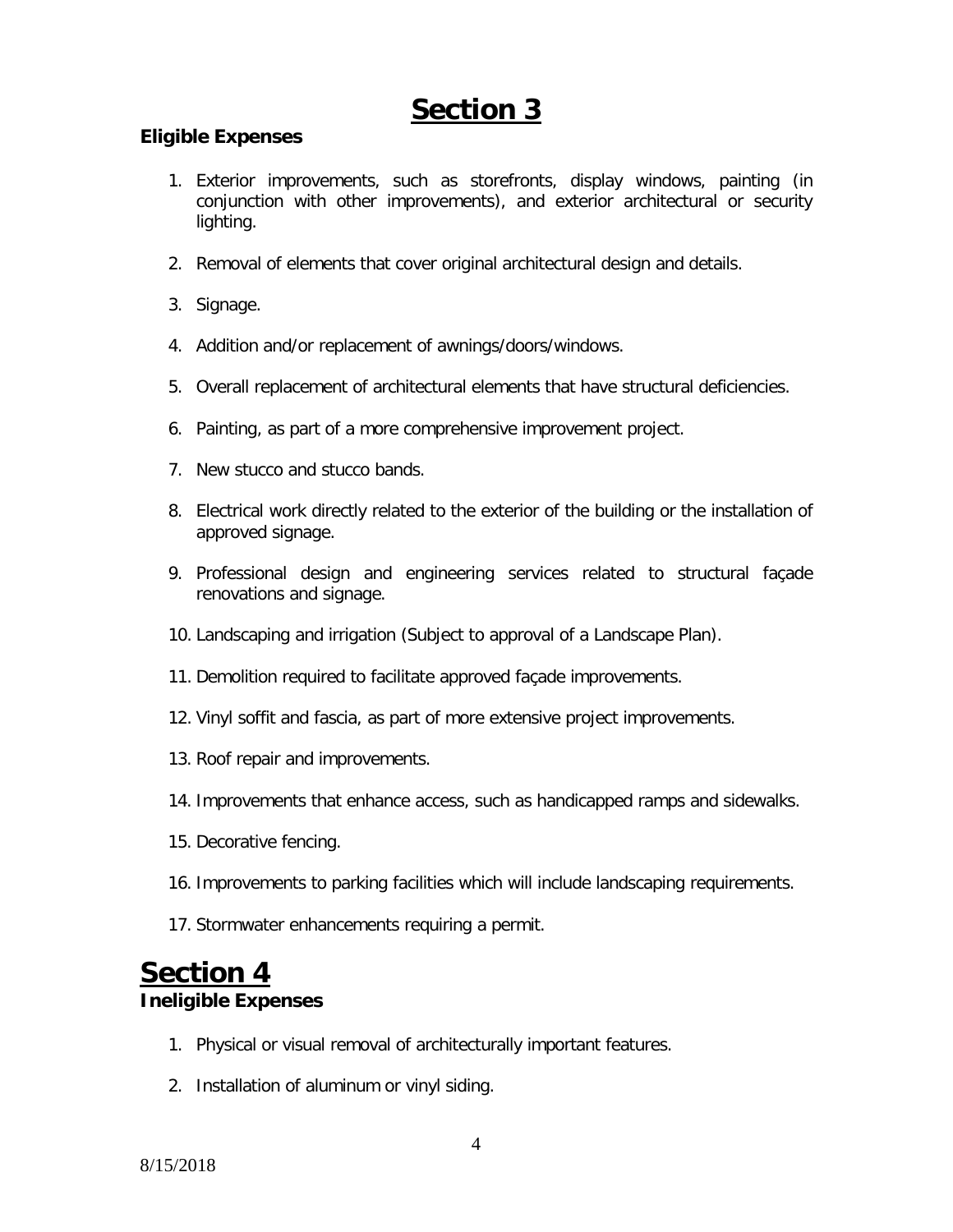# Section 3

**Eligible Expenses**

1. Exterior improvements, such as storefronts, display windows, painting (in conjunction with other improvements), and exterior architectural or security lighting.
2. Removal of elements that cover original architectural design and details.
3. Signage.
4. Addition and/or replacement of awnings/doors/windows.
5. Overall replacement of architectural elements that have structural deficiencies.
6. Painting, as part of a more comprehensive improvement project.
7. New stucco and stucco bands.
8. Electrical work directly related to the exterior of the building or the installation of approved signage.
9. Professional design and engineering services related to structural façade renovations and signage.
10. Landscaping and irrigation (Subject to approval of a Landscape Plan).
11. Demolition required to facilitate approved façade improvements.
12. Vinyl soffit and fascia, as part of more extensive project improvements.
13. Roof repair and improvements.
14. Improvements that enhance access, such as handicapped ramps and sidewalks.
15. Decorative fencing.
16. Improvements to parking facilities which will include landscaping requirements.
17. Stormwater enhancements requiring a permit.

# Section 4

**Ineligible Expenses**

1. Physical or visual removal of architecturally important features.
2. Installation of aluminum or vinyl siding.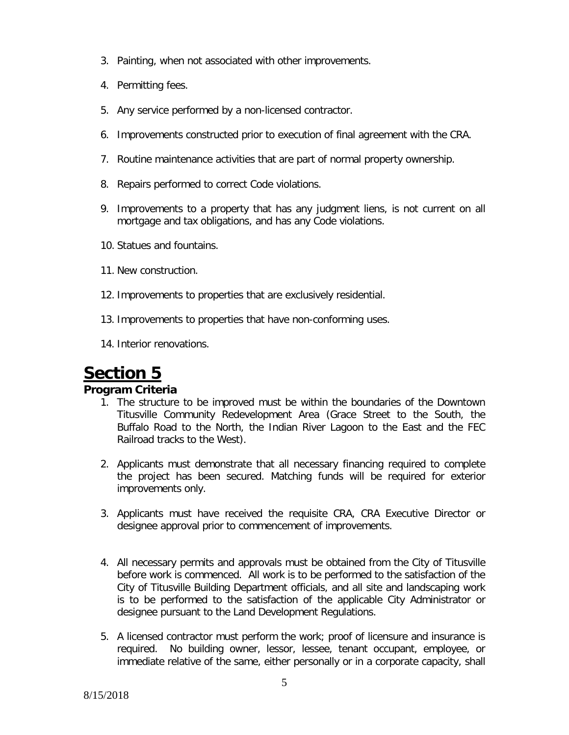3. Painting, when not associated with other improvements.

4. Permitting fees.

5. Any service performed by a non-licensed contractor.

6. Improvements constructed prior to execution of final agreement with the CRA.

7. Routine maintenance activities that are part of normal property ownership.

8. Repairs performed to correct Code violations.

9. Improvements to a property that has any judgment liens, is not current on all mortgage and tax obligations, and has any Code violations.

10. Statues and fountains.

11. New construction.

12. Improvements to properties that are exclusively residential.

13. Improvements to properties that have non-conforming uses.

14. Interior renovations.

# Section 5

**Program Criteria**

1. The structure to be improved must be within the boundaries of the Downtown Titusville Community Redevelopment Area (Grace Street to the South, the Buffalo Road to the North, the Indian River Lagoon to the East and the FEC Railroad tracks to the West).

2. Applicants must demonstrate that all necessary financing required to complete the project has been secured. Matching funds will be required for exterior improvements only.

3. Applicants must have received the requisite CRA, CRA Executive Director or designee approval prior to commencement of improvements.

4. All necessary permits and approvals must be obtained from the City of Titusville before work is commenced. All work is to be performed to the satisfaction of the City of Titusville Building Department officials, and all site and landscaping work is to be performed to the satisfaction of the applicable City Administrator or designee pursuant to the Land Development Regulations.

5. A licensed contractor must perform the work; proof of licensure and insurance is required. No building owner, lessor, lessee, tenant occupant, employee, or immediate relative of the same, either personally or in a corporate capacity, shall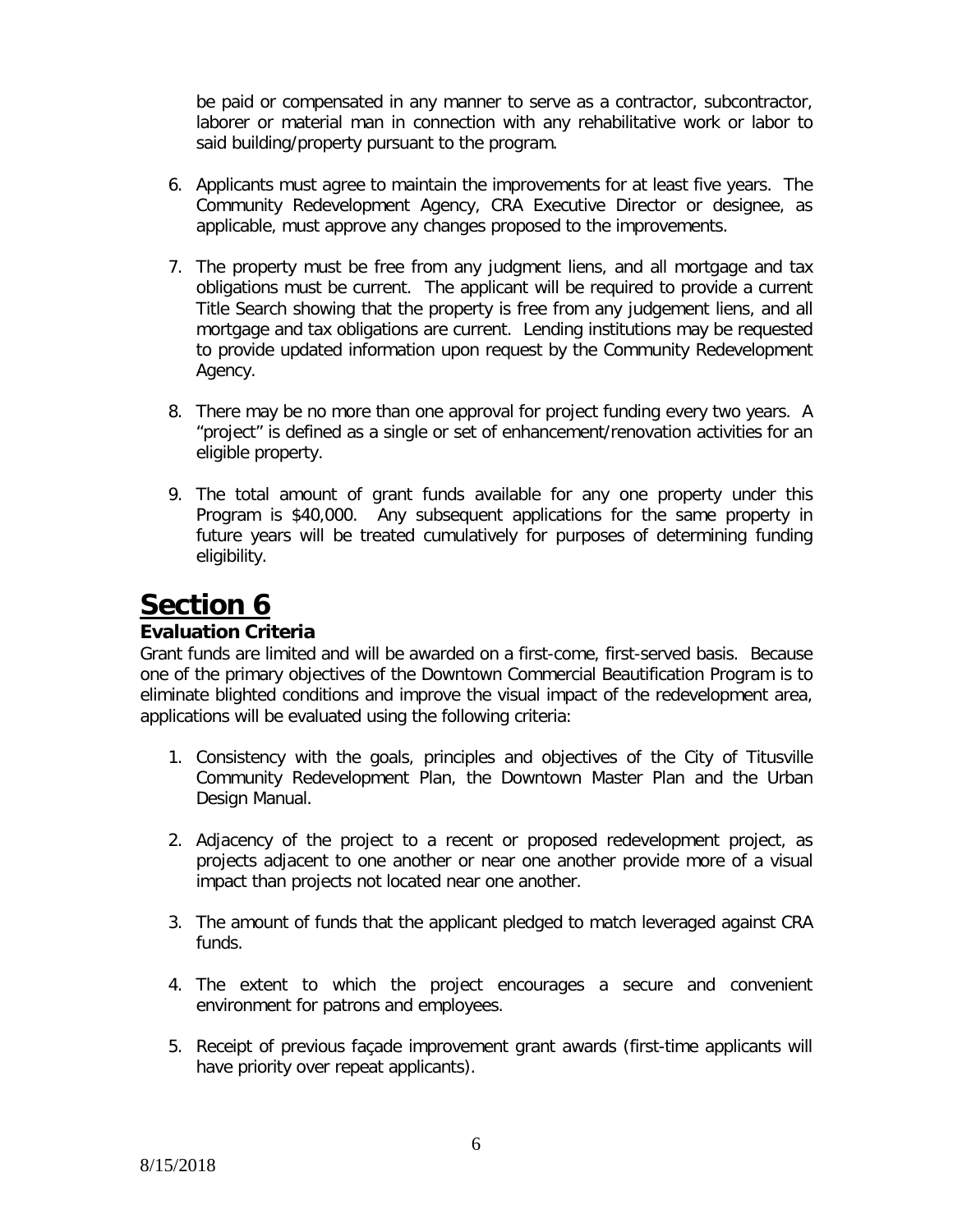be paid or compensated in any manner to serve as a contractor, subcontractor, laborer or material man in connection with any rehabilitative work or labor to said building/property pursuant to the program.

6. Applicants must agree to maintain the improvements for at least five years. The Community Redevelopment Agency, CRA Executive Director or designee, as applicable, must approve any changes proposed to the improvements.

7. The property must be free from any judgment liens, and all mortgage and tax obligations must be current. The applicant will be required to provide a current Title Search showing that the property is free from any judgement liens, and all mortgage and tax obligations are current. Lending institutions may be requested to provide updated information upon request by the Community Redevelopment Agency.

8. There may be no more than one approval for project funding every two years. A "project" is defined as a single or set of enhancement/renovation activities for an eligible property.

9. The total amount of grant funds available for any one property under this Program is $40,000. Any subsequent applications for the same property in future years will be treated cumulatively for purposes of determining funding eligibility.

# Section 6

### Evaluation Criteria

Grant funds are limited and will be awarded on a first-come, first-served basis. Because one of the primary objectives of the Downtown Commercial Beautification Program is to eliminate blighted conditions and improve the visual impact of the redevelopment area, applications will be evaluated using the following criteria:

1. Consistency with the goals, principles and objectives of the City of Titusville Community Redevelopment Plan, the Downtown Master Plan and the Urban Design Manual.

2. Adjacency of the project to a recent or proposed redevelopment project, as projects adjacent to one another or near one another provide more of a visual impact than projects not located near one another.

3. The amount of funds that the applicant pledged to match leveraged against CRA funds.

4. The extent to which the project encourages a secure and convenient environment for patrons and employees.

5. Receipt of previous façade improvement grant awards (first-time applicants will have priority over repeat applicants).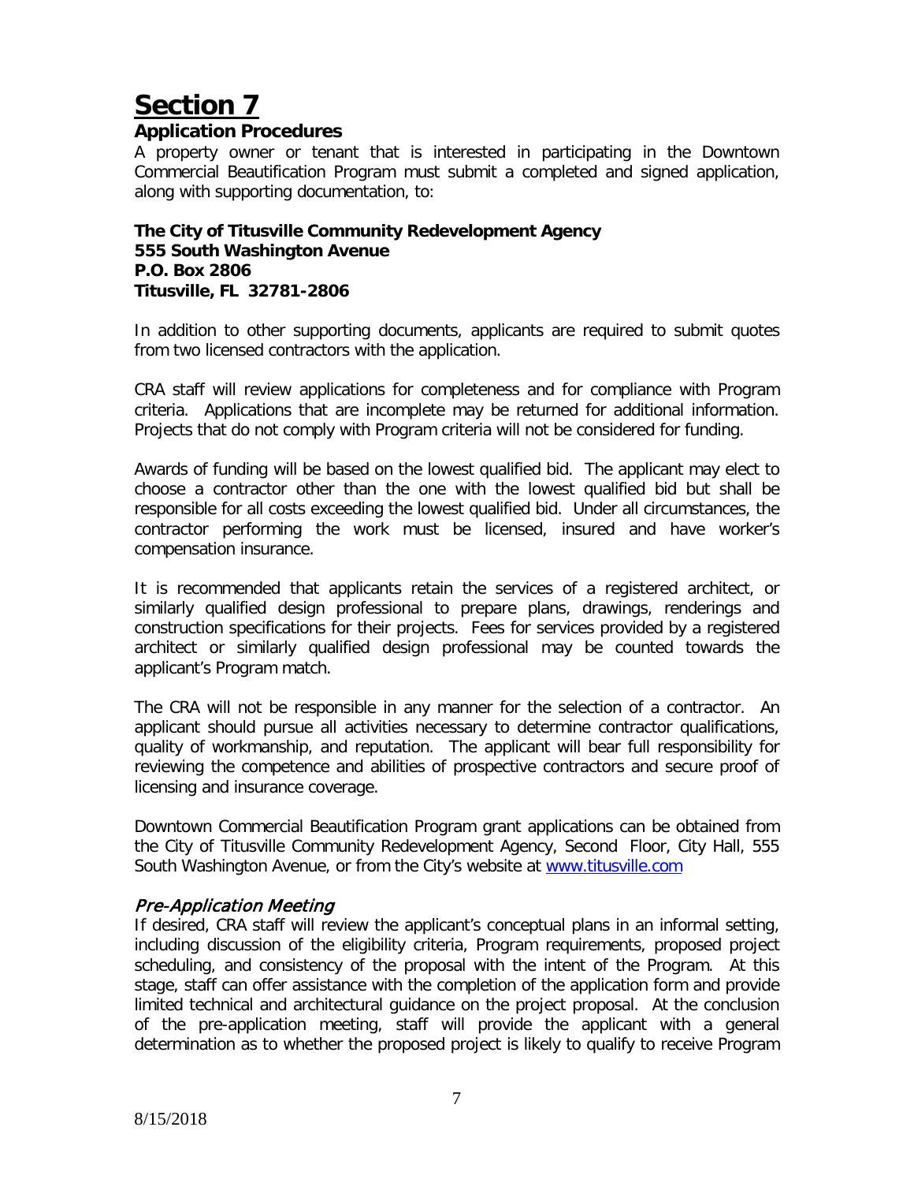# Section 7

## Application Procedures

A property owner or tenant that is interested in participating in the Downtown Commercial Beautification Program must submit a completed and signed application, along with supporting documentation, to:

**The City of Titusville Community Redevelopment Agency**
**555 South Washington Avenue**
**P.O. Box 2806**
**Titusville, FL 32781-2806**

In addition to other supporting documents, applicants are required to submit quotes from two licensed contractors with the application.

CRA staff will review applications for completeness and for compliance with Program criteria. Applications that are incomplete may be returned for additional information. Projects that do not comply with Program criteria will not be considered for funding.

Awards of funding will be based on the lowest qualified bid. The applicant may elect to choose a contractor other than the one with the lowest qualified bid but shall be responsible for all costs exceeding the lowest qualified bid. Under all circumstances, the contractor performing the work must be licensed, insured and have worker's compensation insurance.

It is recommended that applicants retain the services of a registered architect, or similarly qualified design professional to prepare plans, drawings, renderings and construction specifications for their projects. Fees for services provided by a registered architect or similarly qualified design professional may be counted towards the applicant's Program match.

The CRA will not be responsible in any manner for the selection of a contractor. An applicant should pursue all activities necessary to determine contractor qualifications, quality of workmanship, and reputation. The applicant will bear full responsibility for reviewing the competence and abilities of prospective contractors and secure proof of licensing and insurance coverage.

Downtown Commercial Beautification Program grant applications can be obtained from the City of Titusville Community Redevelopment Agency, Second Floor, City Hall, 555 South Washington Avenue, or from the City's website at www.titusville.com

### *Pre-Application Meeting*

If desired, CRA staff will review the applicant's conceptual plans in an informal setting, including discussion of the eligibility criteria, Program requirements, proposed project scheduling, and consistency of the proposal with the intent of the Program. At this stage, staff can offer assistance with the completion of the application form and provide limited technical and architectural guidance on the project proposal. At the conclusion of the pre-application meeting, staff will provide the applicant with a general determination as to whether the proposed project is likely to qualify to receive Program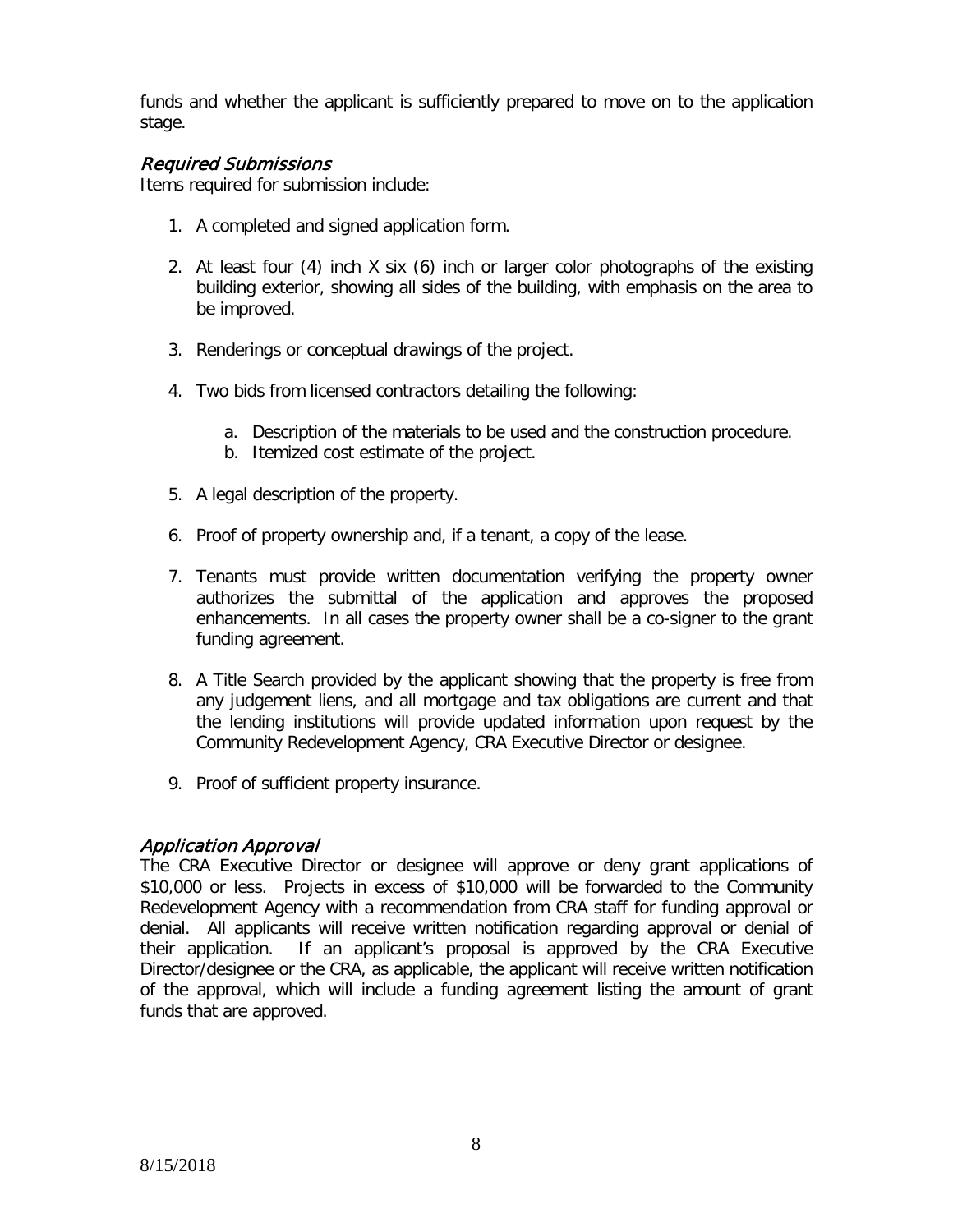funds and whether the applicant is sufficiently prepared to move on to the application stage.

### *Required Submissions*

Items required for submission include:

1. A completed and signed application form.

2. At least four (4) inch X six (6) inch or larger color photographs of the existing building exterior, showing all sides of the building, with emphasis on the area to be improved.

3. Renderings or conceptual drawings of the project.

4. Two bids from licensed contractors detailing the following:

   a. Description of the materials to be used and the construction procedure.
   b. Itemized cost estimate of the project.

5. A legal description of the property.

6. Proof of property ownership and, if a tenant, a copy of the lease.

7. Tenants must provide written documentation verifying the property owner authorizes the submittal of the application and approves the proposed enhancements. In all cases the property owner shall be a co-signer to the grant funding agreement.

8. A Title Search provided by the applicant showing that the property is free from any judgement liens, and all mortgage and tax obligations are current and that the lending institutions will provide updated information upon request by the Community Redevelopment Agency, CRA Executive Director or designee.

9. Proof of sufficient property insurance.

### *Application Approval*

The CRA Executive Director or designee will approve or deny grant applications of $10,000 or less. Projects in excess of $10,000 will be forwarded to the Community Redevelopment Agency with a recommendation from CRA staff for funding approval or denial. All applicants will receive written notification regarding approval or denial of their application. If an applicant's proposal is approved by the CRA Executive Director/designee or the CRA, as applicable, the applicant will receive written notification of the approval, which will include a funding agreement listing the amount of grant funds that are approved.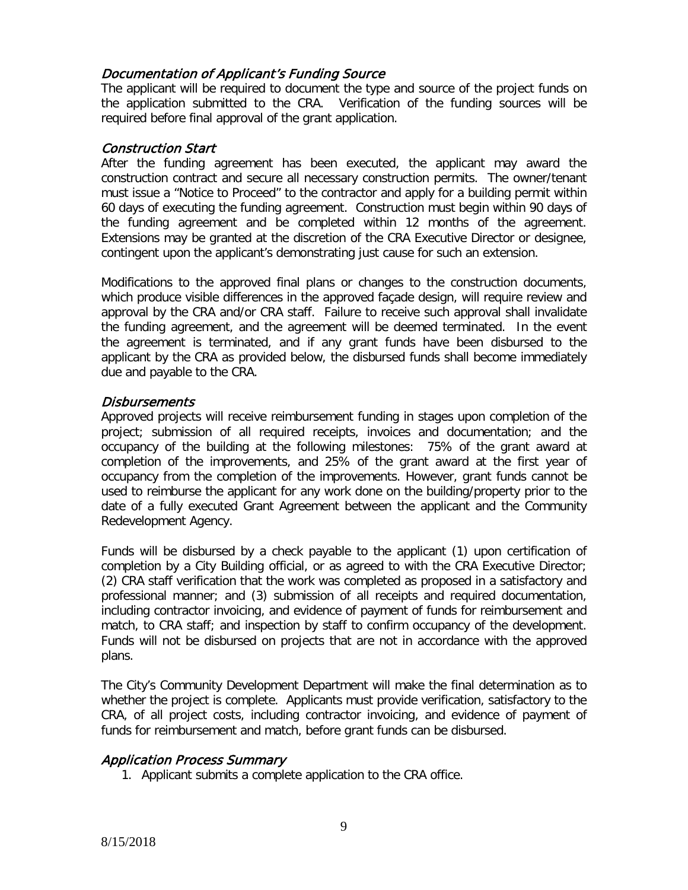### *Documentation of Applicant's Funding Source*

The applicant will be required to document the type and source of the project funds on the application submitted to the CRA. Verification of the funding sources will be required before final approval of the grant application.

### *Construction Start*

After the funding agreement has been executed, the applicant may award the construction contract and secure all necessary construction permits. The owner/tenant must issue a "Notice to Proceed" to the contractor and apply for a building permit within 60 days of executing the funding agreement. Construction must begin within 90 days of the funding agreement and be completed within 12 months of the agreement. Extensions may be granted at the discretion of the CRA Executive Director or designee, contingent upon the applicant's demonstrating just cause for such an extension.

Modifications to the approved final plans or changes to the construction documents, which produce visible differences in the approved façade design, will require review and approval by the CRA and/or CRA staff. Failure to receive such approval shall invalidate the funding agreement, and the agreement will be deemed terminated. In the event the agreement is terminated, and if any grant funds have been disbursed to the applicant by the CRA as provided below, the disbursed funds shall become immediately due and payable to the CRA.

### *Disbursements*

Approved projects will receive reimbursement funding in stages upon completion of the project; submission of all required receipts, invoices and documentation; and the occupancy of the building at the following milestones: 75% of the grant award at completion of the improvements, and 25% of the grant award at the first year of occupancy from the completion of the improvements. However, grant funds cannot be used to reimburse the applicant for any work done on the building/property prior to the date of a fully executed Grant Agreement between the applicant and the Community Redevelopment Agency.

Funds will be disbursed by a check payable to the applicant (1) upon certification of completion by a City Building official, or as agreed to with the CRA Executive Director; (2) CRA staff verification that the work was completed as proposed in a satisfactory and professional manner; and (3) submission of all receipts and required documentation, including contractor invoicing, and evidence of payment of funds for reimbursement and match, to CRA staff; and inspection by staff to confirm occupancy of the development. Funds will not be disbursed on projects that are not in accordance with the approved plans.

The City's Community Development Department will make the final determination as to whether the project is complete. Applicants must provide verification, satisfactory to the CRA, of all project costs, including contractor invoicing, and evidence of payment of funds for reimbursement and match, before grant funds can be disbursed.

### *Application Process Summary*

1. Applicant submits a complete application to the CRA office.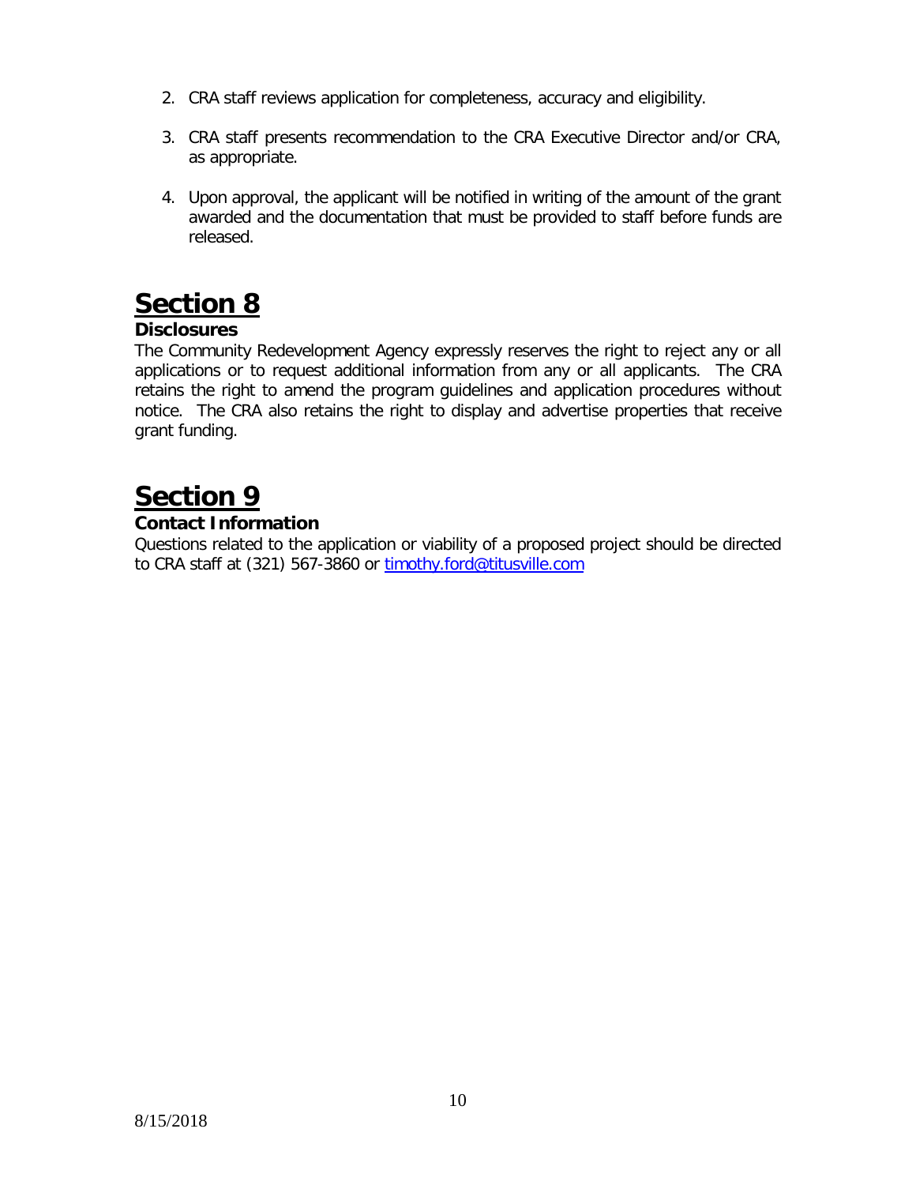2. CRA staff reviews application for completeness, accuracy and eligibility.

3. CRA staff presents recommendation to the CRA Executive Director and/or CRA, as appropriate.

4. Upon approval, the applicant will be notified in writing of the amount of the grant awarded and the documentation that must be provided to staff before funds are released.

# Section 8

**Disclosures**

The Community Redevelopment Agency expressly reserves the right to reject any or all applications or to request additional information from any or all applicants. The CRA retains the right to amend the program guidelines and application procedures without notice. The CRA also retains the right to display and advertise properties that receive grant funding.

# Section 9

**Contact Information**

Questions related to the application or viability of a proposed project should be directed to CRA staff at (321) 567-3860 or [timothy.ford@titusville.com](mailto:timothy.ford@titusville.com)

8/15/2018